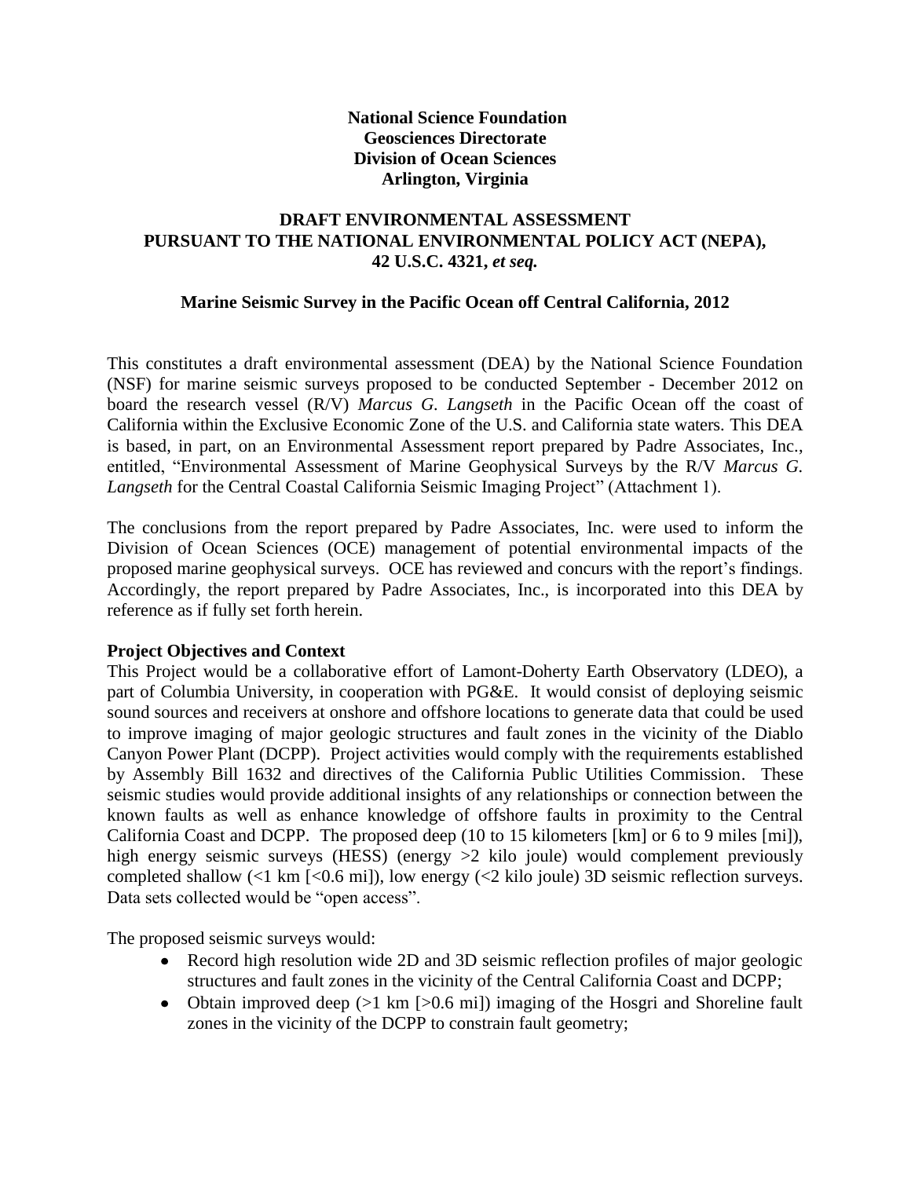**National Science Foundation**
**Geosciences Directorate**
**Division of Ocean Sciences**
**Arlington, Virginia**

# DRAFT ENVIRONMENTAL ASSESSMENT PURSUANT TO THE NATIONAL ENVIRONMENTAL POLICY ACT (NEPA), 42 U.S.C. 4321, *et seq.*

## Marine Seismic Survey in the Pacific Ocean off Central California, 2012

This constitutes a draft environmental assessment (DEA) by the National Science Foundation (NSF) for marine seismic surveys proposed to be conducted September - December 2012 on board the research vessel (R/V) *Marcus G. Langseth* in the Pacific Ocean off the coast of California within the Exclusive Economic Zone of the U.S. and California state waters. This DEA is based, in part, on an Environmental Assessment report prepared by Padre Associates, Inc., entitled, "Environmental Assessment of Marine Geophysical Surveys by the R/V *Marcus G. Langseth* for the Central Coastal California Seismic Imaging Project" (Attachment 1).

The conclusions from the report prepared by Padre Associates, Inc. were used to inform the Division of Ocean Sciences (OCE) management of potential environmental impacts of the proposed marine geophysical surveys. OCE has reviewed and concurs with the report's findings. Accordingly, the report prepared by Padre Associates, Inc., is incorporated into this DEA by reference as if fully set forth herein.

**Project Objectives and Context**

This Project would be a collaborative effort of Lamont-Doherty Earth Observatory (LDEO), a part of Columbia University, in cooperation with PG&E. It would consist of deploying seismic sound sources and receivers at onshore and offshore locations to generate data that could be used to improve imaging of major geologic structures and fault zones in the vicinity of the Diablo Canyon Power Plant (DCPP). Project activities would comply with the requirements established by Assembly Bill 1632 and directives of the California Public Utilities Commission. These seismic studies would provide additional insights of any relationships or connection between the known faults as well as enhance knowledge of offshore faults in proximity to the Central California Coast and DCPP. The proposed deep (10 to 15 kilometers [km] or 6 to 9 miles [mi]), high energy seismic surveys (HESS) (energy >2 kilo joule) would complement previously completed shallow (<1 km [<0.6 mi]), low energy (<2 kilo joule) 3D seismic reflection surveys. Data sets collected would be "open access".

The proposed seismic surveys would:

- Record high resolution wide 2D and 3D seismic reflection profiles of major geologic structures and fault zones in the vicinity of the Central California Coast and DCPP;
- Obtain improved deep (>1 km [>0.6 mi]) imaging of the Hosgri and Shoreline fault zones in the vicinity of the DCPP to constrain fault geometry;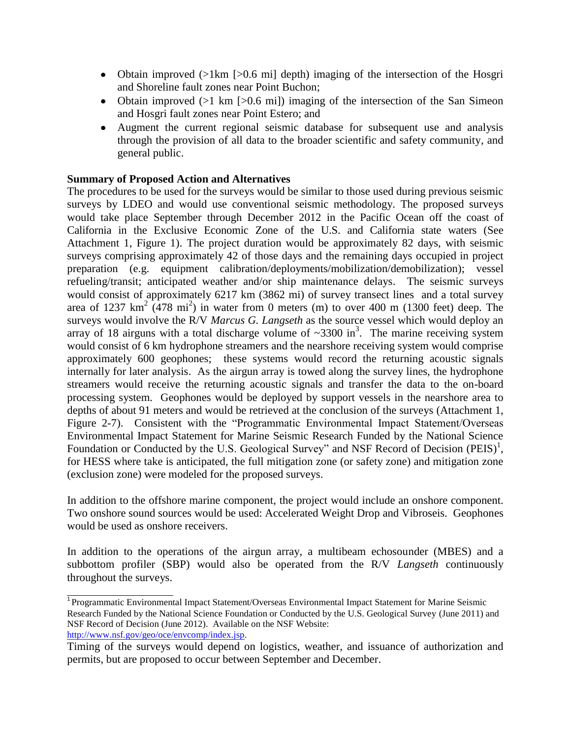- Obtain improved (>1km [>0.6 mi] depth) imaging of the intersection of the Hosgri and Shoreline fault zones near Point Buchon;
- Obtain improved (>1 km [>0.6 mi]) imaging of the intersection of the San Simeon and Hosgri fault zones near Point Estero; and
- Augment the current regional seismic database for subsequent use and analysis through the provision of all data to the broader scientific and safety community, and general public.

**Summary of Proposed Action and Alternatives**

The procedures to be used for the surveys would be similar to those used during previous seismic surveys by LDEO and would use conventional seismic methodology. The proposed surveys would take place September through December 2012 in the Pacific Ocean off the coast of California in the Exclusive Economic Zone of the U.S. and California state waters (See Attachment 1, Figure 1). The project duration would be approximately 82 days, with seismic surveys comprising approximately 42 of those days and the remaining days occupied in project preparation (e.g. equipment calibration/deployments/mobilization/demobilization); vessel refueling/transit; anticipated weather and/or ship maintenance delays. The seismic surveys would consist of approximately 6217 km (3862 mi) of survey transect lines and a total survey area of 1237 $km^2$ (478 $mi^2$) in water from 0 meters (m) to over 400 m (1300 feet) deep. The surveys would involve the R/V *Marcus G. Langseth* as the source vessel which would deploy an array of 18 airguns with a total discharge volume of ~3300 $in^3$. The marine receiving system would consist of 6 km hydrophone streamers and the nearshore receiving system would comprise approximately 600 geophones; these systems would record the returning acoustic signals internally for later analysis. As the airgun array is towed along the survey lines, the hydrophone streamers would receive the returning acoustic signals and transfer the data to the on-board processing system. Geophones would be deployed by support vessels in the nearshore area to depths of about 91 meters and would be retrieved at the conclusion of the surveys (Attachment 1, Figure 2-7). Consistent with the "Programmatic Environmental Impact Statement/Overseas Environmental Impact Statement for Marine Seismic Research Funded by the National Science Foundation or Conducted by the U.S. Geological Survey" and NSF Record of Decision (PEIS)[1], for HESS where take is anticipated, the full mitigation zone (or safety zone) and mitigation zone (exclusion zone) were modeled for the proposed surveys.

In addition to the offshore marine component, the project would include an onshore component. Two onshore sound sources would be used: Accelerated Weight Drop and Vibroseis. Geophones would be used as onshore receivers.

In addition to the operations of the airgun array, a multibeam echosounder (MBES) and a subbottom profiler (SBP) would also be operated from the R/V *Langseth* continuously throughout the surveys.

[1] Programmatic Environmental Impact Statement/Overseas Environmental Impact Statement for Marine Seismic Research Funded by the National Science Foundation or Conducted by the U.S. Geological Survey (June 2011) and NSF Record of Decision (June 2012). Available on the NSF Website: http://www.nsf.gov/geo/oce/envcomp/index.jsp.

Timing of the surveys would depend on logistics, weather, and issuance of authorization and permits, but are proposed to occur between September and December.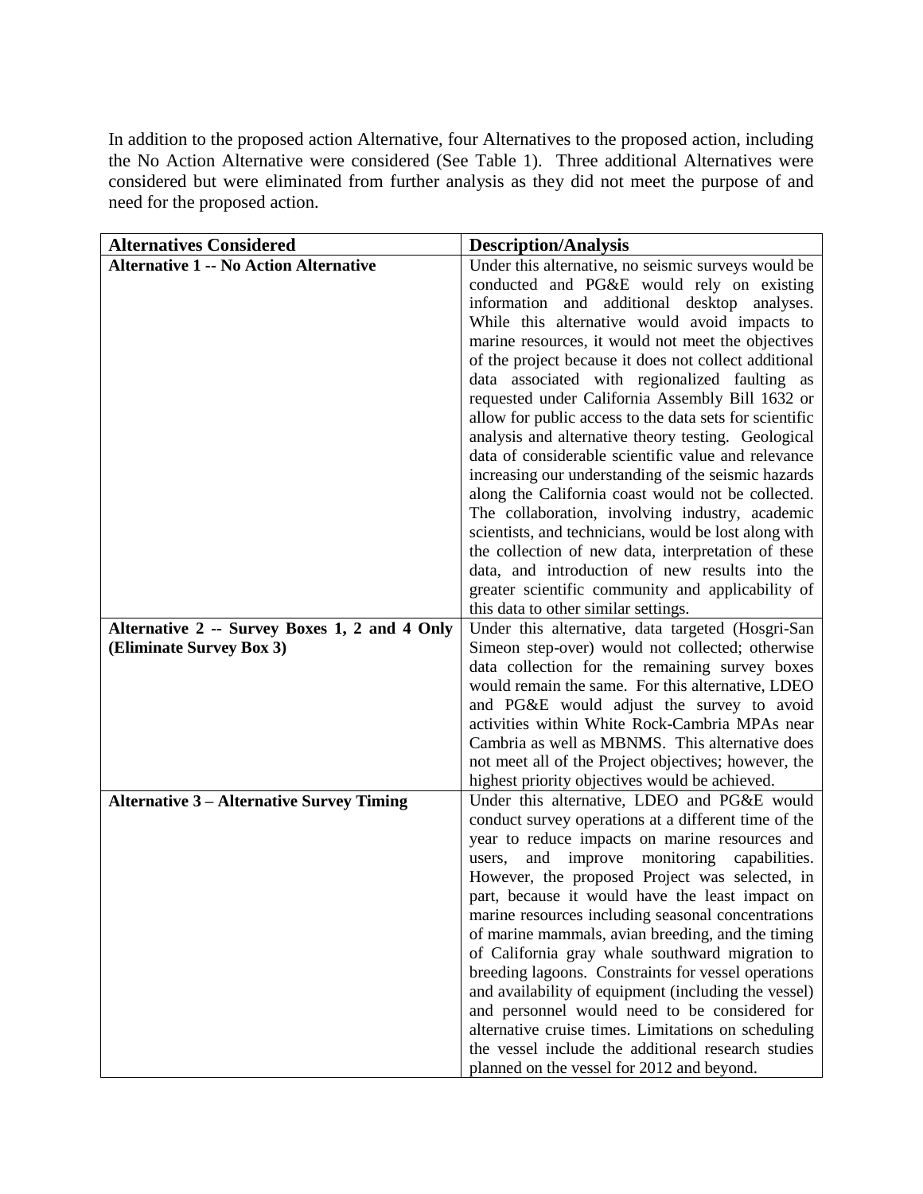In addition to the proposed action Alternative, four Alternatives to the proposed action, including the No Action Alternative were considered (See Table 1). Three additional Alternatives were considered but were eliminated from further analysis as they did not meet the purpose of and need for the proposed action.

| **Alternatives Considered** | **Description/Analysis** |
|---|---|
| **Alternative 1 -- No Action Alternative** | Under this alternative, no seismic surveys would be conducted and PG&E would rely on existing information and additional desktop analyses. While this alternative would avoid impacts to marine resources, it would not meet the objectives of the project because it does not collect additional data associated with regionalized faulting as requested under California Assembly Bill 1632 or allow for public access to the data sets for scientific analysis and alternative theory testing. Geological data of considerable scientific value and relevance increasing our understanding of the seismic hazards along the California coast would not be collected. The collaboration, involving industry, academic scientists, and technicians, would be lost along with the collection of new data, interpretation of these data, and introduction of new results into the greater scientific community and applicability of this data to other similar settings. |
| **Alternative 2 -- Survey Boxes 1, 2 and 4 Only (Eliminate Survey Box 3)** | Under this alternative, data targeted (Hosgri-San Simeon step-over) would not collected; otherwise data collection for the remaining survey boxes would remain the same. For this alternative, LDEO and PG&E would adjust the survey to avoid activities within White Rock-Cambria MPAs near Cambria as well as MBNMS. This alternative does not meet all of the Project objectives; however, the highest priority objectives would be achieved. |
| **Alternative 3 – Alternative Survey Timing** | Under this alternative, LDEO and PG&E would conduct survey operations at a different time of the year to reduce impacts on marine resources and users, and improve monitoring capabilities. However, the proposed Project was selected, in part, because it would have the least impact on marine resources including seasonal concentrations of marine mammals, avian breeding, and the timing of California gray whale southward migration to breeding lagoons. Constraints for vessel operations and availability of equipment (including the vessel) and personnel would need to be considered for alternative cruise times. Limitations on scheduling the vessel include the additional research studies planned on the vessel for 2012 and beyond. |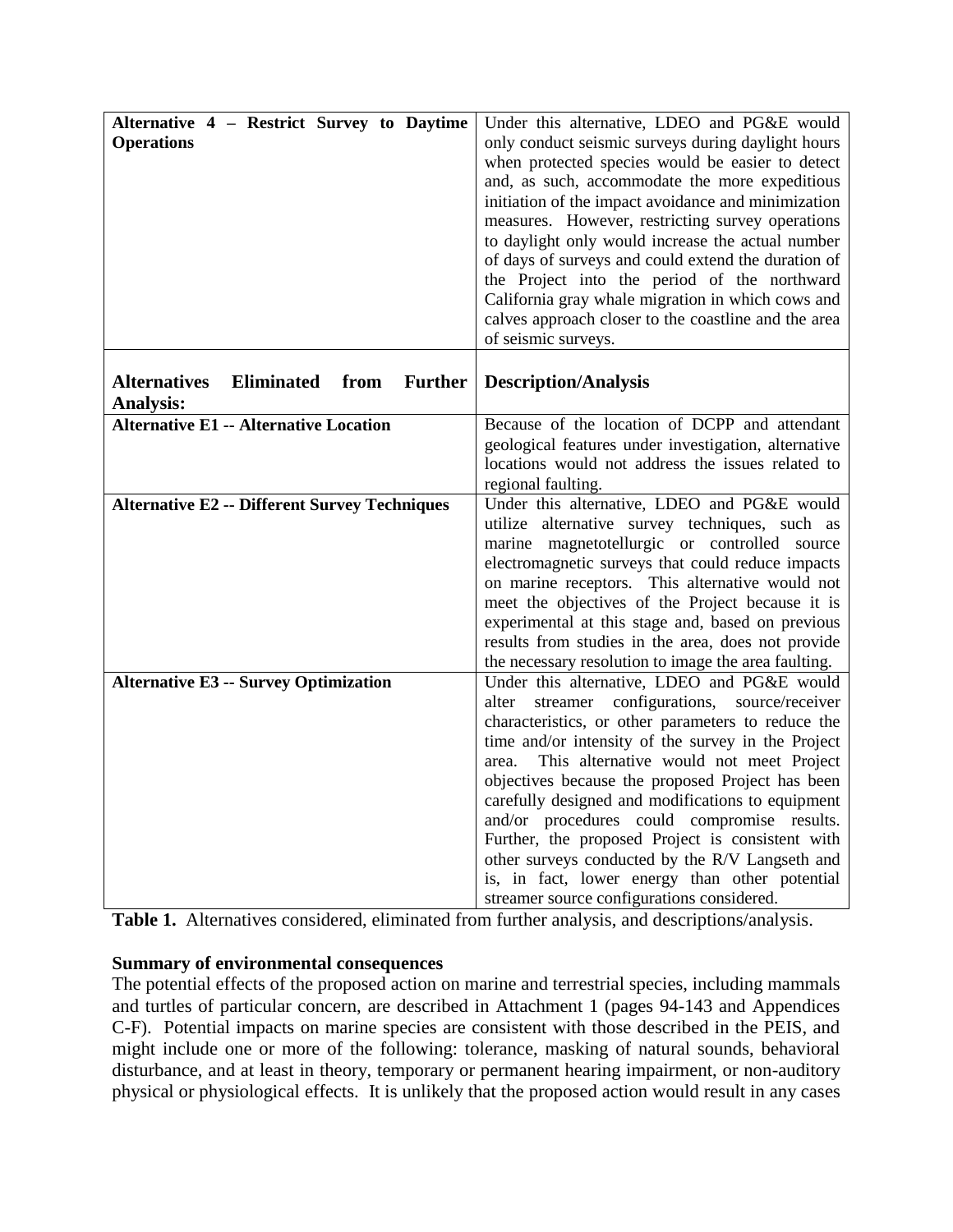| **Alternative 4 – Restrict Survey to Daytime Operations** | Under this alternative, LDEO and PG&E would only conduct seismic surveys during daylight hours when protected species would be easier to detect and, as such, accommodate the more expeditious initiation of the impact avoidance and minimization measures. However, restricting survey operations to daylight only would increase the actual number of days of surveys and could extend the duration of the Project into the period of the northward California gray whale migration in which cows and calves approach closer to the coastline and the area of seismic surveys. |
|---|---|
| **Alternatives Eliminated from Further Analysis:** | **Description/Analysis** |
| **Alternative E1 -- Alternative Location** | Because of the location of DCPP and attendant geological features under investigation, alternative locations would not address the issues related to regional faulting. |
| **Alternative E2 -- Different Survey Techniques** | Under this alternative, LDEO and PG&E would utilize alternative survey techniques, such as marine magnetotellurgic or controlled source electromagnetic surveys that could reduce impacts on marine receptors. This alternative would not meet the objectives of the Project because it is experimental at this stage and, based on previous results from studies in the area, does not provide the necessary resolution to image the area faulting. |
| **Alternative E3 -- Survey Optimization** | Under this alternative, LDEO and PG&E would alter streamer configurations, source/receiver characteristics, or other parameters to reduce the time and/or intensity of the survey in the Project area. This alternative would not meet Project objectives because the proposed Project has been carefully designed and modifications to equipment and/or procedures could compromise results. Further, the proposed Project is consistent with other surveys conducted by the R/V Langseth and is, in fact, lower energy than other potential streamer source configurations considered. |

**Table 1.** Alternatives considered, eliminated from further analysis, and descriptions/analysis.

**Summary of environmental consequences**

The potential effects of the proposed action on marine and terrestrial species, including mammals and turtles of particular concern, are described in Attachment 1 (pages 94-143 and Appendices C-F). Potential impacts on marine species are consistent with those described in the PEIS, and might include one or more of the following: tolerance, masking of natural sounds, behavioral disturbance, and at least in theory, temporary or permanent hearing impairment, or non-auditory physical or physiological effects. It is unlikely that the proposed action would result in any cases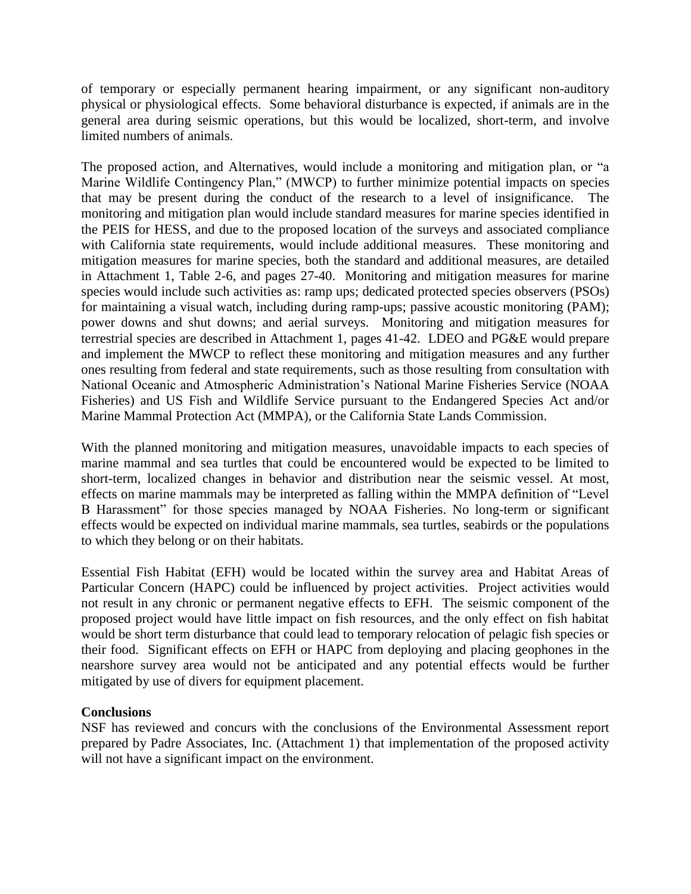of temporary or especially permanent hearing impairment, or any significant non-auditory physical or physiological effects. Some behavioral disturbance is expected, if animals are in the general area during seismic operations, but this would be localized, short-term, and involve limited numbers of animals.

The proposed action, and Alternatives, would include a monitoring and mitigation plan, or "a Marine Wildlife Contingency Plan," (MWCP) to further minimize potential impacts on species that may be present during the conduct of the research to a level of insignificance. The monitoring and mitigation plan would include standard measures for marine species identified in the PEIS for HESS, and due to the proposed location of the surveys and associated compliance with California state requirements, would include additional measures. These monitoring and mitigation measures for marine species, both the standard and additional measures, are detailed in Attachment 1, Table 2-6, and pages 27-40. Monitoring and mitigation measures for marine species would include such activities as: ramp ups; dedicated protected species observers (PSOs) for maintaining a visual watch, including during ramp-ups; passive acoustic monitoring (PAM); power downs and shut downs; and aerial surveys. Monitoring and mitigation measures for terrestrial species are described in Attachment 1, pages 41-42. LDEO and PG&E would prepare and implement the MWCP to reflect these monitoring and mitigation measures and any further ones resulting from federal and state requirements, such as those resulting from consultation with National Oceanic and Atmospheric Administration's National Marine Fisheries Service (NOAA Fisheries) and US Fish and Wildlife Service pursuant to the Endangered Species Act and/or Marine Mammal Protection Act (MMPA), or the California State Lands Commission.

With the planned monitoring and mitigation measures, unavoidable impacts to each species of marine mammal and sea turtles that could be encountered would be expected to be limited to short-term, localized changes in behavior and distribution near the seismic vessel. At most, effects on marine mammals may be interpreted as falling within the MMPA definition of "Level B Harassment" for those species managed by NOAA Fisheries. No long-term or significant effects would be expected on individual marine mammals, sea turtles, seabirds or the populations to which they belong or on their habitats.

Essential Fish Habitat (EFH) would be located within the survey area and Habitat Areas of Particular Concern (HAPC) could be influenced by project activities. Project activities would not result in any chronic or permanent negative effects to EFH. The seismic component of the proposed project would have little impact on fish resources, and the only effect on fish habitat would be short term disturbance that could lead to temporary relocation of pelagic fish species or their food. Significant effects on EFH or HAPC from deploying and placing geophones in the nearshore survey area would not be anticipated and any potential effects would be further mitigated by use of divers for equipment placement.

**Conclusions**

NSF has reviewed and concurs with the conclusions of the Environmental Assessment report prepared by Padre Associates, Inc. (Attachment 1) that implementation of the proposed activity will not have a significant impact on the environment.